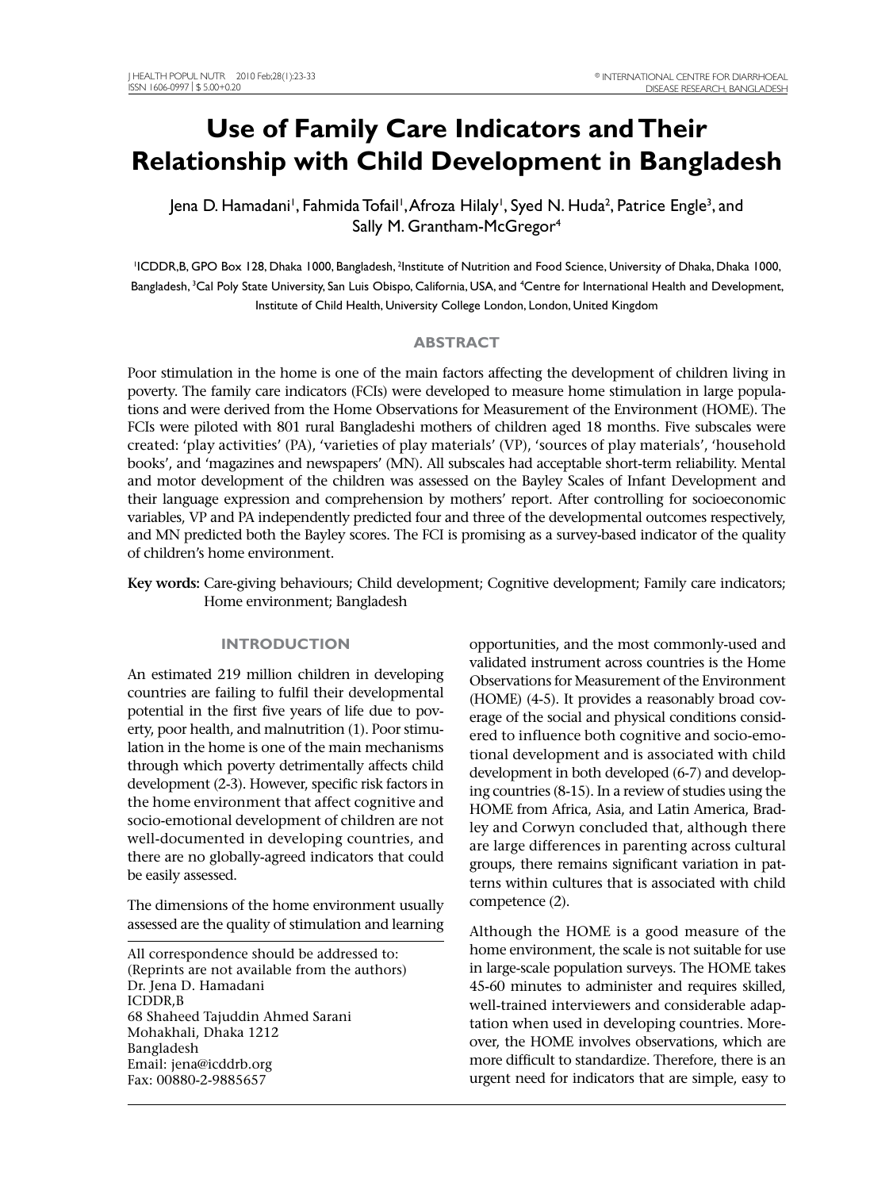# Use of Family Care Indicators and Their Relationship with Child Development in Bangladesh

Jena D. Hamadani[1], Fahmida Tofail[1], Afroza Hilaly[1], Syed N. Huda[2], Patrice Engle[3], and Sally M. Grantham-McGregor[4]

[1]ICDDR,B, GPO Box 128, Dhaka 1000, Bangladesh, [2]Institute of Nutrition and Food Science, University of Dhaka, Dhaka 1000, Bangladesh, [3]Cal Poly State University, San Luis Obispo, California, USA, and [4]Centre for International Health and Development, Institute of Child Health, University College London, London, United Kingdom

## ABSTRACT

Poor stimulation in the home is one of the main factors affecting the development of children living in poverty. The family care indicators (FCIs) were developed to measure home stimulation in large populations and were derived from the Home Observations for Measurement of the Environment (HOME). The FCIs were piloted with 801 rural Bangladeshi mothers of children aged 18 months. Five subscales were created: 'play activities' (PA), 'varieties of play materials' (VP), 'sources of play materials', 'household books', and 'magazines and newspapers' (MN). All subscales had acceptable short-term reliability. Mental and motor development of the children was assessed on the Bayley Scales of Infant Development and their language expression and comprehension by mothers' report. After controlling for socioeconomic variables, VP and PA independently predicted four and three of the developmental outcomes respectively, and MN predicted both the Bayley scores. The FCI is promising as a survey-based indicator of the quality of children's home environment.

**Key words:** Care-giving behaviours; Child development; Cognitive development; Family care indicators; Home environment; Bangladesh

## INTRODUCTION

An estimated 219 million children in developing countries are failing to fulfil their developmental potential in the first five years of life due to poverty, poor health, and malnutrition (1). Poor stimulation in the home is one of the main mechanisms through which poverty detrimentally affects child development (2-3). However, specific risk factors in the home environment that affect cognitive and socio-emotional development of children are not well-documented in developing countries, and there are no globally-agreed indicators that could be easily assessed.

The dimensions of the home environment usually assessed are the quality of stimulation and learning opportunities, and the most commonly-used and validated instrument across countries is the Home Observations for Measurement of the Environment (HOME) (4-5). It provides a reasonably broad coverage of the social and physical conditions considered to influence both cognitive and socio-emotional development and is associated with child development in both developed (6-7) and developing countries (8-15). In a review of studies using the HOME from Africa, Asia, and Latin America, Bradley and Corwyn concluded that, although there are large differences in parenting across cultural groups, there remains significant variation in patterns within cultures that is associated with child competence (2).

Although the HOME is a good measure of the home environment, the scale is not suitable for use in large-scale population surveys. The HOME takes 45-60 minutes to administer and requires skilled, well-trained interviewers and considerable adaptation when used in developing countries. Moreover, the HOME involves observations, which are more difficult to standardize. Therefore, there is an urgent need for indicators that are simple, easy to

All correspondence should be addressed to:
(Reprints are not available from the authors)
Dr. Jena D. Hamadani
ICDDR,B
68 Shaheed Tajuddin Ahmed Sarani
Mohakhali, Dhaka 1212
Bangladesh
Email: jena@icddrb.org
Fax: 00880-2-9885657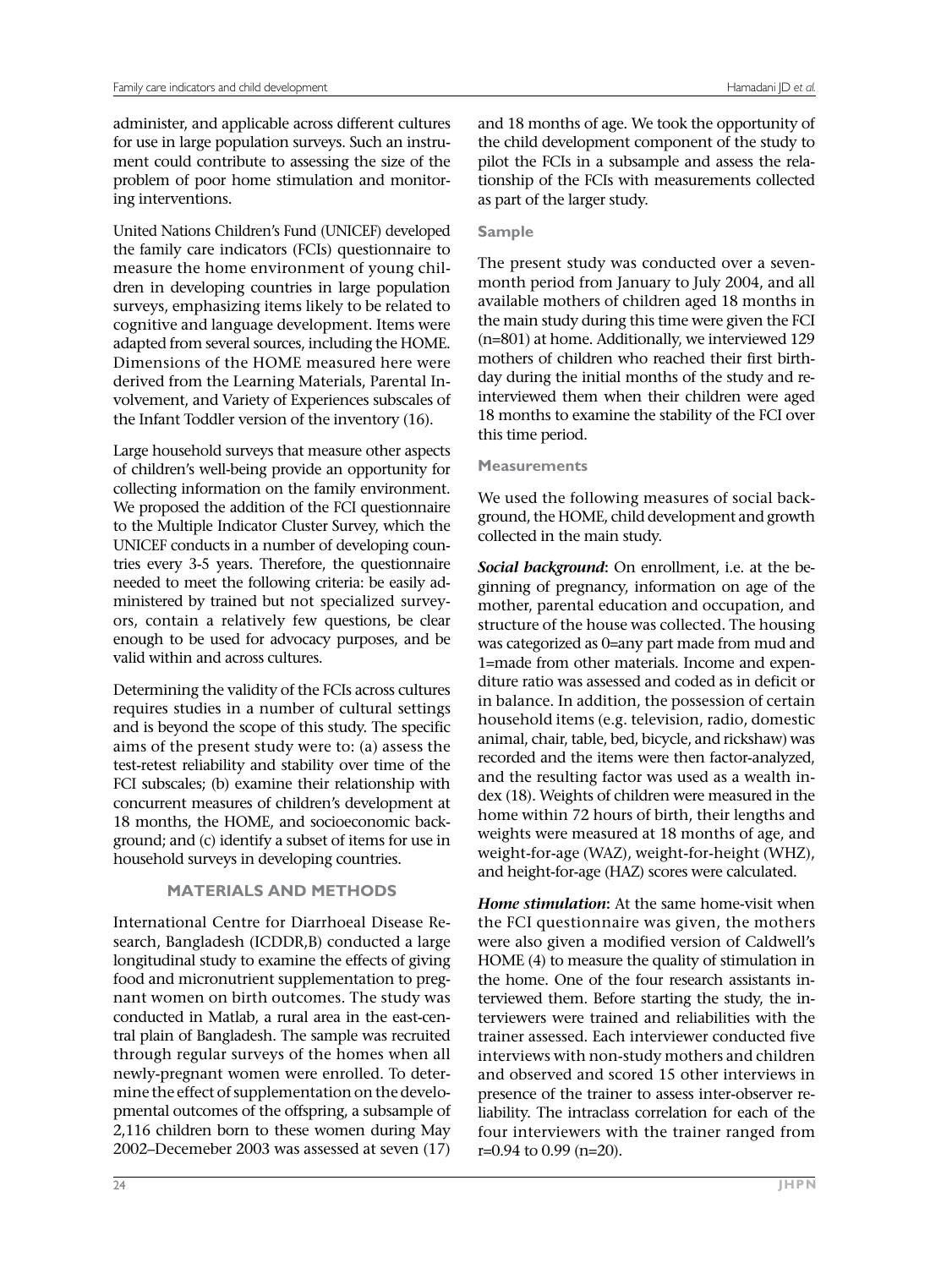administer, and applicable across different cultures for use in large population surveys. Such an instrument could contribute to assessing the size of the problem of poor home stimulation and monitoring interventions.

United Nations Children's Fund (UNICEF) developed the family care indicators (FCIs) questionnaire to measure the home environment of young children in developing countries in large population surveys, emphasizing items likely to be related to cognitive and language development. Items were adapted from several sources, including the HOME. Dimensions of the HOME measured here were derived from the Learning Materials, Parental Involvement, and Variety of Experiences subscales of the Infant Toddler version of the inventory (16).

Large household surveys that measure other aspects of children's well-being provide an opportunity for collecting information on the family environment. We proposed the addition of the FCI questionnaire to the Multiple Indicator Cluster Survey, which the UNICEF conducts in a number of developing countries every 3-5 years. Therefore, the questionnaire needed to meet the following criteria: be easily administered by trained but not specialized surveyors, contain a relatively few questions, be clear enough to be used for advocacy purposes, and be valid within and across cultures.

Determining the validity of the FCIs across cultures requires studies in a number of cultural settings and is beyond the scope of this study. The specific aims of the present study were to: (a) assess the test-retest reliability and stability over time of the FCI subscales; (b) examine their relationship with concurrent measures of children's development at 18 months, the HOME, and socioeconomic background; and (c) identify a subset of items for use in household surveys in developing countries.

## MATERIALS AND METHODS

International Centre for Diarrhoeal Disease Research, Bangladesh (ICDDR,B) conducted a large longitudinal study to examine the effects of giving food and micronutrient supplementation to pregnant women on birth outcomes. The study was conducted in Matlab, a rural area in the east-central plain of Bangladesh. The sample was recruited through regular surveys of the homes when all newly-pregnant women were enrolled. To determine the effect of supplementation on the developmental outcomes of the offspring, a subsample of 2,116 children born to these women during May 2002–Decemeber 2003 was assessed at seven (17) and 18 months of age. We took the opportunity of the child development component of the study to pilot the FCIs in a subsample and assess the relationship of the FCIs with measurements collected as part of the larger study.

### Sample

The present study was conducted over a seven-month period from January to July 2004, and all available mothers of children aged 18 months in the main study during this time were given the FCI (n=801) at home. Additionally, we interviewed 129 mothers of children who reached their first birthday during the initial months of the study and re-interviewed them when their children were aged 18 months to examine the stability of the FCI over this time period.

### Measurements

We used the following measures of social background, the HOME, child development and growth collected in the main study.

***Social background***: On enrollment, i.e. at the beginning of pregnancy, information on age of the mother, parental education and occupation, and structure of the house was collected. The housing was categorized as 0=any part made from mud and 1=made from other materials. Income and expenditure ratio was assessed and coded as in deficit or in balance. In addition, the possession of certain household items (e.g. television, radio, domestic animal, chair, table, bed, bicycle, and rickshaw) was recorded and the items were then factor-analyzed, and the resulting factor was used as a wealth index (18). Weights of children were measured in the home within 72 hours of birth, their lengths and weights were measured at 18 months of age, and weight-for-age (WAZ), weight-for-height (WHZ), and height-for-age (HAZ) scores were calculated.

***Home stimulation***: At the same home-visit when the FCI questionnaire was given, the mothers were also given a modified version of Caldwell's HOME (4) to measure the quality of stimulation in the home. One of the four research assistants interviewed them. Before starting the study, the interviewers were trained and reliabilities with the trainer assessed. Each interviewer conducted five interviews with non-study mothers and children and observed and scored 15 other interviews in presence of the trainer to assess inter-observer reliability. The intraclass correlation for each of the four interviewers with the trainer ranged from r=0.94 to 0.99 (n=20).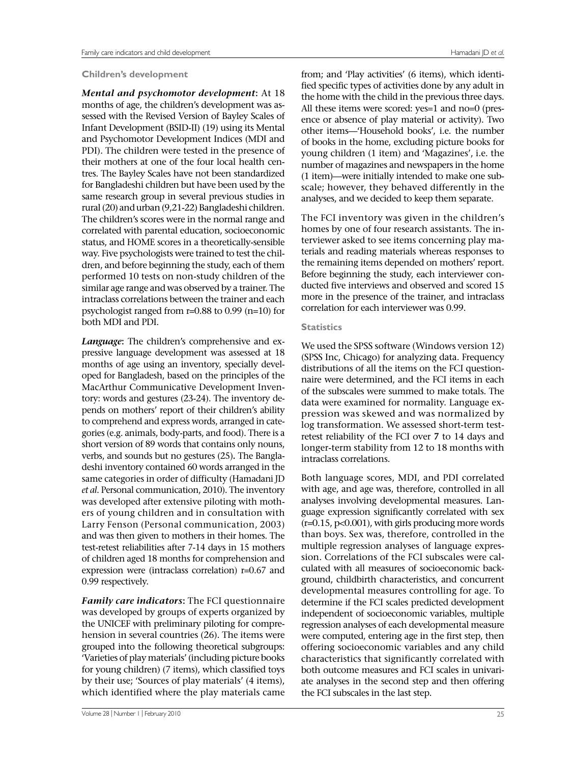### Children's development

***Mental and psychomotor development*:** At 18 months of age, the children's development was assessed with the Revised Version of Bayley Scales of Infant Development (BSID-II) (19) using its Mental and Psychomotor Development Indices (MDI and PDI). The children were tested in the presence of their mothers at one of the four local health centres. The Bayley Scales have not been standardized for Bangladeshi children but have been used by the same research group in several previous studies in rural (20) and urban (9,21-22) Bangladeshi children. The children's scores were in the normal range and correlated with parental education, socioeconomic status, and HOME scores in a theoretically-sensible way. Five psychologists were trained to test the children, and before beginning the study, each of them performed 10 tests on non-study children of the similar age range and was observed by a trainer. The intraclass correlations between the trainer and each psychologist ranged from r=0.88 to 0.99 (n=10) for both MDI and PDI.

***Language*:** The children's comprehensive and expressive language development was assessed at 18 months of age using an inventory, specially developed for Bangladesh, based on the principles of the MacArthur Communicative Development Inventory: words and gestures (23-24). The inventory depends on mothers' report of their children's ability to comprehend and express words, arranged in categories (e.g. animals, body-parts, and food). There is a short version of 89 words that contains only nouns, verbs, and sounds but no gestures (25). The Bangladeshi inventory contained 60 words arranged in the same categories in order of difficulty (Hamadani JD *et al.* Personal communication, 2010). The inventory was developed after extensive piloting with mothers of young children and in consultation with Larry Fenson (Personal communication, 2003) and was then given to mothers in their homes. The test-retest reliabilities after 7-14 days in 15 mothers of children aged 18 months for comprehension and expression were (intraclass correlation) r=0.67 and 0.99 respectively.

***Family care indicators*:** The FCI questionnaire was developed by groups of experts organized by the UNICEF with preliminary piloting for comprehension in several countries (26). The items were grouped into the following theoretical subgroups: 'Varieties of play materials' (including picture books for young children) (7 items), which classified toys by their use; 'Sources of play materials' (4 items), which identified where the play materials came from; and 'Play activities' (6 items), which identified specific types of activities done by any adult in the home with the child in the previous three days. All these items were scored: yes=1 and no=0 (presence or absence of play material or activity). Two other items—'Household books', i.e. the number of books in the home, excluding picture books for young children (1 item) and 'Magazines', i.e. the number of magazines and newspapers in the home (1 item)—were initially intended to make one subscale; however, they behaved differently in the analyses, and we decided to keep them separate.

The FCI inventory was given in the children's homes by one of four research assistants. The interviewer asked to see items concerning play materials and reading materials whereas responses to the remaining items depended on mothers' report. Before beginning the study, each interviewer conducted five interviews and observed and scored 15 more in the presence of the trainer, and intraclass correlation for each interviewer was 0.99.

### Statistics

We used the SPSS software (Windows version 12) (SPSS Inc, Chicago) for analyzing data. Frequency distributions of all the items on the FCI questionnaire were determined, and the FCI items in each of the subscales were summed to make totals. The data were examined for normality. Language expression was skewed and was normalized by log transformation. We assessed short-term test-retest reliability of the FCI over 7 to 14 days and longer-term stability from 12 to 18 months with intraclass correlations.

Both language scores, MDI, and PDI correlated with age, and age was, therefore, controlled in all analyses involving developmental measures. Language expression significantly correlated with sex (r=0.15, p<0.001), with girls producing more words than boys. Sex was, therefore, controlled in the multiple regression analyses of language expression. Correlations of the FCI subscales were calculated with all measures of socioeconomic background, childbirth characteristics, and concurrent developmental measures controlling for age. To determine if the FCI scales predicted development independent of socioeconomic variables, multiple regression analyses of each developmental measure were computed, entering age in the first step, then offering socioeconomic variables and any child characteristics that significantly correlated with both outcome measures and FCI scales in univariate analyses in the second step and then offering the FCI subscales in the last step.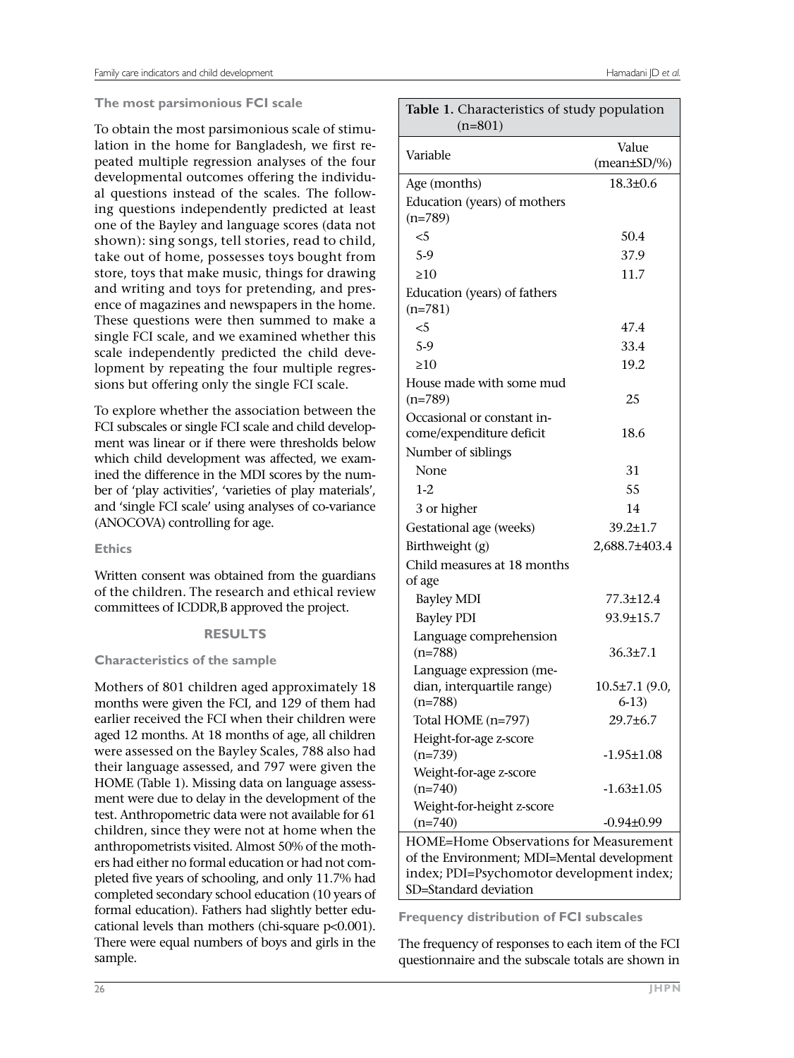### The most parsimonious FCI scale

To obtain the most parsimonious scale of stimulation in the home for Bangladesh, we first repeated multiple regression analyses of the four developmental outcomes offering the individual questions instead of the scales. The following questions independently predicted at least one of the Bayley and language scores (data not shown): sing songs, tell stories, read to child, take out of home, possesses toys bought from store, toys that make music, things for drawing and writing and toys for pretending, and presence of magazines and newspapers in the home. These questions were then summed to make a single FCI scale, and we examined whether this scale independently predicted the child development by repeating the four multiple regressions but offering only the single FCI scale.

To explore whether the association between the FCI subscales or single FCI scale and child development was linear or if there were thresholds below which child development was affected, we examined the difference in the MDI scores by the number of 'play activities', 'varieties of play materials', and 'single FCI scale' using analyses of co-variance (ANOCOVA) controlling for age.

### Ethics

Written consent was obtained from the guardians of the children. The research and ethical review committees of ICDDR,B approved the project.

## RESULTS

### Characteristics of the sample

Mothers of 801 children aged approximately 18 months were given the FCI, and 129 of them had earlier received the FCI when their children were aged 12 months. At 18 months of age, all children were assessed on the Bayley Scales, 788 also had their language assessed, and 797 were given the HOME (Table 1). Missing data on language assessment were due to delay in the development of the test. Anthropometric data were not available for 61 children, since they were not at home when the anthropometrists visited. Almost 50% of the mothers had either no formal education or had not completed five years of schooling, and only 11.7% had completed secondary school education (10 years of formal education). Fathers had slightly better educational levels than mothers (chi-square $p<0.001$). There were equal numbers of boys and girls in the sample.

**Table 1.** Characteristics of study population (n=801)

| Variable | Value (mean±SD/%) |
|---|---|
| Age (months) | 18.3±0.6 |
| Education (years) of mothers (n=789) | |
| <5 | 50.4 |
| 5-9 | 37.9 |
| ≥10 | 11.7 |
| Education (years) of fathers (n=781) | |
| <5 | 47.4 |
| 5-9 | 33.4 |
| ≥10 | 19.2 |
| House made with some mud (n=789) | 25 |
| Occasional or constant income/expenditure deficit | 18.6 |
| Number of siblings | |
| None | 31 |
| 1-2 | 55 |
| 3 or higher | 14 |
| Gestational age (weeks) | 39.2±1.7 |
| Birthweight (g) | 2,688.7±403.4 |
| Child measures at 18 months of age | |
| Bayley MDI | 77.3±12.4 |
| Bayley PDI | 93.9±15.7 |
| Language comprehension (n=788) | 36.3±7.1 |
| Language expression (median, interquartile range) (n=788) | 10.5±7.1 (9.0, 6-13) |
| Total HOME (n=797) | 29.7±6.7 |
| Height-for-age z-score (n=739) | -1.95±1.08 |
| Weight-for-age z-score (n=740) | -1.63±1.05 |
| Weight-for-height z-score (n=740) | -0.94±0.99 |

HOME=Home Observations for Measurement of the Environment; MDI=Mental development index; PDI=Psychomotor development index; SD=Standard deviation

### Frequency distribution of FCI subscales

The frequency of responses to each item of the FCI questionnaire and the subscale totals are shown in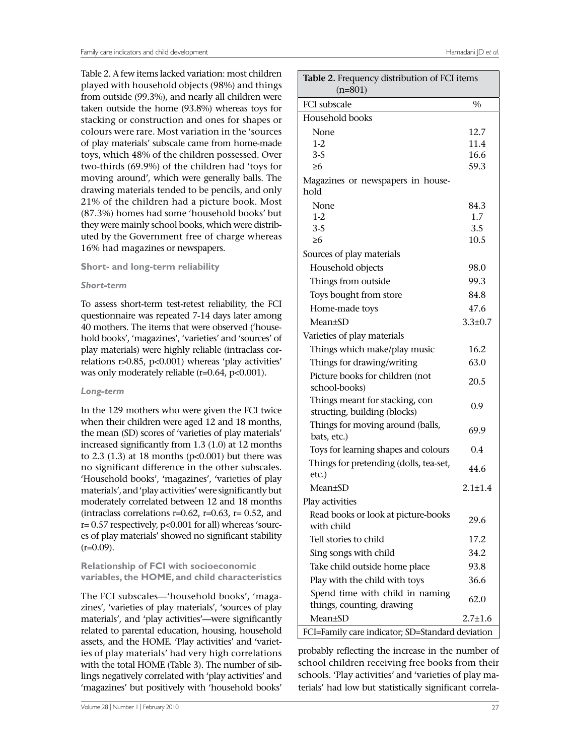Table 2. A few items lacked variation: most children played with household objects (98%) and things from outside (99.3%), and nearly all children were taken outside the home (93.8%) whereas toys for stacking or construction and ones for shapes or colours were rare. Most variation in the 'sources of play materials' subscale came from home-made toys, which 48% of the children possessed. Over two-thirds (69.9%) of the children had 'toys for moving around', which were generally balls. The drawing materials tended to be pencils, and only 21% of the children had a picture book. Most (87.3%) homes had some 'household books' but they were mainly school books, which were distributed by the Government free of charge whereas 16% had magazines or newspapers.

**Table 2.** Frequency distribution of FCI items (n=801)

| FCI subscale | % |
|---|---|
| Household books | |
| None | 12.7 |
| 1-2 | 11.4 |
| 3-5 | 16.6 |
| ≥6 | 59.3 |
| Magazines or newspapers in household | |
| None | 84.3 |
| 1-2 | 1.7 |
| 3-5 | 3.5 |
| ≥6 | 10.5 |
| Sources of play materials | |
| Household objects | 98.0 |
| Things from outside | 99.3 |
| Toys bought from store | 84.8 |
| Home-made toys | 47.6 |
| Mean±SD | 3.3±0.7 |
| Varieties of play materials | |
| Things which make/play music | 16.2 |
| Things for drawing/writing | 63.0 |
| Picture books for children (not school-books) | 20.5 |
| Things meant for stacking, constructing, building (blocks) | 0.9 |
| Things for moving around (balls, bats, etc.) | 69.9 |
| Toys for learning shapes and colours | 0.4 |
| Things for pretending (dolls, tea-set, etc.) | 44.6 |
| Mean±SD | 2.1±1.4 |
| Play activities | |
| Read books or look at picture-books with child | 29.6 |
| Tell stories to child | 17.2 |
| Sing songs with child | 34.2 |
| Take child outside home place | 93.8 |
| Play with the child with toys | 36.6 |
| Spend time with child in naming things, counting, drawing | 62.0 |
| Mean±SD | 2.7±1.6 |

FCI=Family care indicator; SD=Standard deviation

### Short- and long-term reliability

#### *Short-term*

To assess short-term test-retest reliability, the FCI questionnaire was repeated 7-14 days later among 40 mothers. The items that were observed ('household books', 'magazines', 'varieties' and 'sources' of play materials) were highly reliable (intraclass correlations $r>0.85$, $p<0.001$) whereas 'play activities' was only moderately reliable ($r=0.64$, $p<0.001$).

#### *Long-term*

In the 129 mothers who were given the FCI twice when their children were aged 12 and 18 months, the mean (SD) scores of 'varieties of play materials' increased significantly from 1.3 (1.0) at 12 months to 2.3 (1.3) at 18 months ($p<0.001$) but there was no significant difference in the other subscales. 'Household books', 'magazines', 'varieties of play materials', and 'play activities' were significantly but moderately correlated between 12 and 18 months (intraclass correlations $r=0.62$, $r=0.63$, $r= 0.52$, and $r= 0.57$ respectively, $p<0.001$ for all) whereas 'sources of play materials' showed no significant stability ($r=0.09$).

### Relationship of FCI with socioeconomic variables, the HOME, and child characteristics

The FCI subscales—'household books', 'magazines', 'varieties of play materials', 'sources of play materials', and 'play activities'—were significantly related to parental education, housing, household assets, and the HOME. 'Play activities' and 'varieties of play materials' had very high correlations with the total HOME (Table 3). The number of siblings negatively correlated with 'play activities' and 'magazines' but positively with 'household books' probably reflecting the increase in the number of school children receiving free books from their schools. 'Play activities' and 'varieties of play materials' had low but statistically significant correla-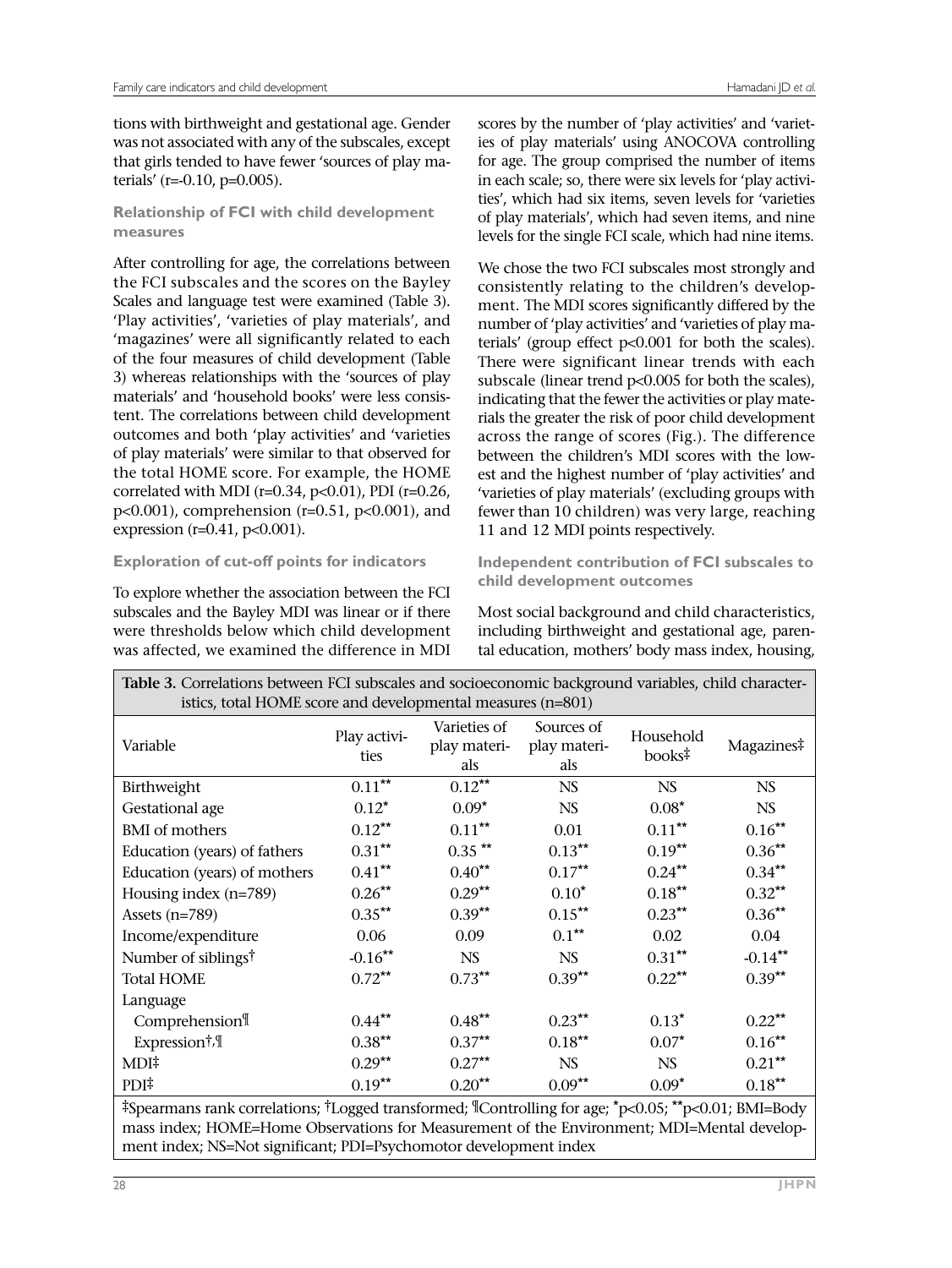tions with birthweight and gestational age. Gender was not associated with any of the subscales, except that girls tended to have fewer 'sources of play materials' (r=-0.10, p=0.005).

### Relationship of FCI with child development measures

After controlling for age, the correlations between the FCI subscales and the scores on the Bayley Scales and language test were examined (Table 3). 'Play activities', 'varieties of play materials', and 'magazines' were all significantly related to each of the four measures of child development (Table 3) whereas relationships with the 'sources of play materials' and 'household books' were less consistent. The correlations between child development outcomes and both 'play activities' and 'varieties of play materials' were similar to that observed for the total HOME score. For example, the HOME correlated with MDI (r=0.34, p<0.01), PDI (r=0.26, p<0.001), comprehension (r=0.51, p<0.001), and expression (r=0.41, p<0.001).

### Exploration of cut-off points for indicators

To explore whether the association between the FCI subscales and the Bayley MDI was linear or if there were thresholds below which child development was affected, we examined the difference in MDI scores by the number of 'play activities' and 'varieties of play materials' using ANOCOVA controlling for age. The group comprised the number of items in each scale; so, there were six levels for 'play activities', which had six items, seven levels for 'varieties of play materials', which had seven items, and nine levels for the single FCI scale, which had nine items.

We chose the two FCI subscales most strongly and consistently relating to the children's development. The MDI scores significantly differed by the number of 'play activities' and 'varieties of play materials' (group effect p<0.001 for both the scales). There were significant linear trends with each subscale (linear trend p<0.005 for both the scales), indicating that the fewer the activities or play materials the greater the risk of poor child development across the range of scores (Fig.). The difference between the children's MDI scores with the lowest and the highest number of 'play activities' and 'varieties of play materials' (excluding groups with fewer than 10 children) was very large, reaching 11 and 12 MDI points respectively.

### Independent contribution of FCI subscales to child development outcomes

Most social background and child characteristics, including birthweight and gestational age, parental education, mothers' body mass index, housing,

**Table 3.** Correlations between FCI subscales and socioeconomic background variables, child characteristics, total HOME score and developmental measures (n=801)

| Variable | Play activities | Varieties of play materials | Sources of play materials | Household books‡ | Magazines‡ |
|---|---|---|---|---|---|
| Birthweight | 0.11** | 0.12** | NS | NS | NS |
| Gestational age | 0.12* | 0.09* | NS | 0.08* | NS |
| BMI of mothers | 0.12** | 0.11** | 0.01 | 0.11** | 0.16** |
| Education (years) of fathers | 0.31** | 0.35 ** | 0.13** | 0.19** | 0.36** |
| Education (years) of mothers | 0.41** | 0.40** | 0.17** | 0.24** | 0.34** |
| Housing index (n=789) | 0.26** | 0.29** | 0.10* | 0.18** | 0.32** |
| Assets (n=789) | 0.35** | 0.39** | 0.15** | 0.23** | 0.36** |
| Income/expenditure | 0.06 | 0.09 | 0.1** | 0.02 | 0.04 |
| Number of siblings† | -0.16** | NS | NS | 0.31** | -0.14** |
| Total HOME | 0.72** | 0.73** | 0.39** | 0.22** | 0.39** |
| Language | | | | | |
| Comprehension¶ | 0.44** | 0.48** | 0.23** | 0.13* | 0.22** |
| Expression†,¶ | 0.38** | 0.37** | 0.18** | 0.07* | 0.16** |
| MDI‡ | 0.29** | 0.27** | NS | NS | 0.21** |
| PDI‡ | 0.19** | 0.20** | 0.09** | 0.09* | 0.18** |

‡Spearmans rank correlations; †Logged transformed; ¶Controlling for age; *p<0.05; **p<0.01; BMI=Body mass index; HOME=Home Observations for Measurement of the Environment; MDI=Mental development index; NS=Not significant; PDI=Psychomotor development index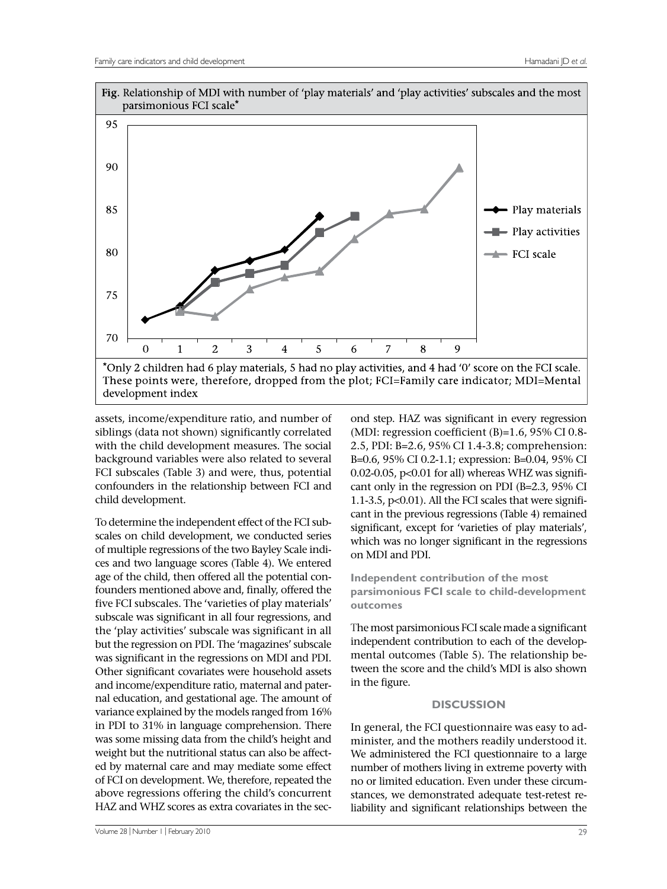**Fig.** Relationship of MDI with number of 'play materials' and 'play activities' subscales and the most parsimonious FCI scale*

*Only 2 children had 6 play materials, 5 had no play activities, and 4 had '0' score on the FCI scale. These points were, therefore, dropped from the plot; FCI=Family care indicator; MDI=Mental development index

assets, income/expenditure ratio, and number of siblings (data not shown) significantly correlated with the child development measures. The social background variables were also related to several FCI subscales (Table 3) and were, thus, potential confounders in the relationship between FCI and child development.

To determine the independent effect of the FCI subscales on child development, we conducted series of multiple regressions of the two Bayley Scale indices and two language scores (Table 4). We entered age of the child, then offered all the potential confounders mentioned above and, finally, offered the five FCI subscales. The 'varieties of play materials' subscale was significant in all four regressions, and the 'play activities' subscale was significant in all but the regression on PDI. The 'magazines' subscale was significant in the regressions on MDI and PDI. Other significant covariates were household assets and income/expenditure ratio, maternal and paternal education, and gestational age. The amount of variance explained by the models ranged from 16% in PDI to 31% in language comprehension. There was some missing data from the child's height and weight but the nutritional status can also be affected by maternal care and may mediate some effect of FCI on development. We, therefore, repeated the above regressions offering the child's concurrent HAZ and WHZ scores as extra covariates in the second step. HAZ was significant in every regression (MDI: regression coefficient (B)=1.6, 95% CI 0.8-2.5, PDI: B=2.6, 95% CI 1.4-3.8; comprehension: B=0.6, 95% CI 0.2-1.1; expression: B=0.04, 95% CI 0.02-0.05, $p<0.01$ for all) whereas WHZ was significant only in the regression on PDI (B=2.3, 95% CI 1.1-3.5, $p<0.01$). All the FCI scales that were significant in the previous regressions (Table 4) remained significant, except for 'varieties of play materials', which was no longer significant in the regressions on MDI and PDI.

### Independent contribution of the most parsimonious FCI scale to child-development outcomes

The most parsimonious FCI scale made a significant independent contribution to each of the developmental outcomes (Table 5). The relationship between the score and the child's MDI is also shown in the figure.

## DISCUSSION

In general, the FCI questionnaire was easy to administer, and the mothers readily understood it. We administered the FCI questionnaire to a large number of mothers living in extreme poverty with no or limited education. Even under these circumstances, we demonstrated adequate test-retest reliability and significant relationships between the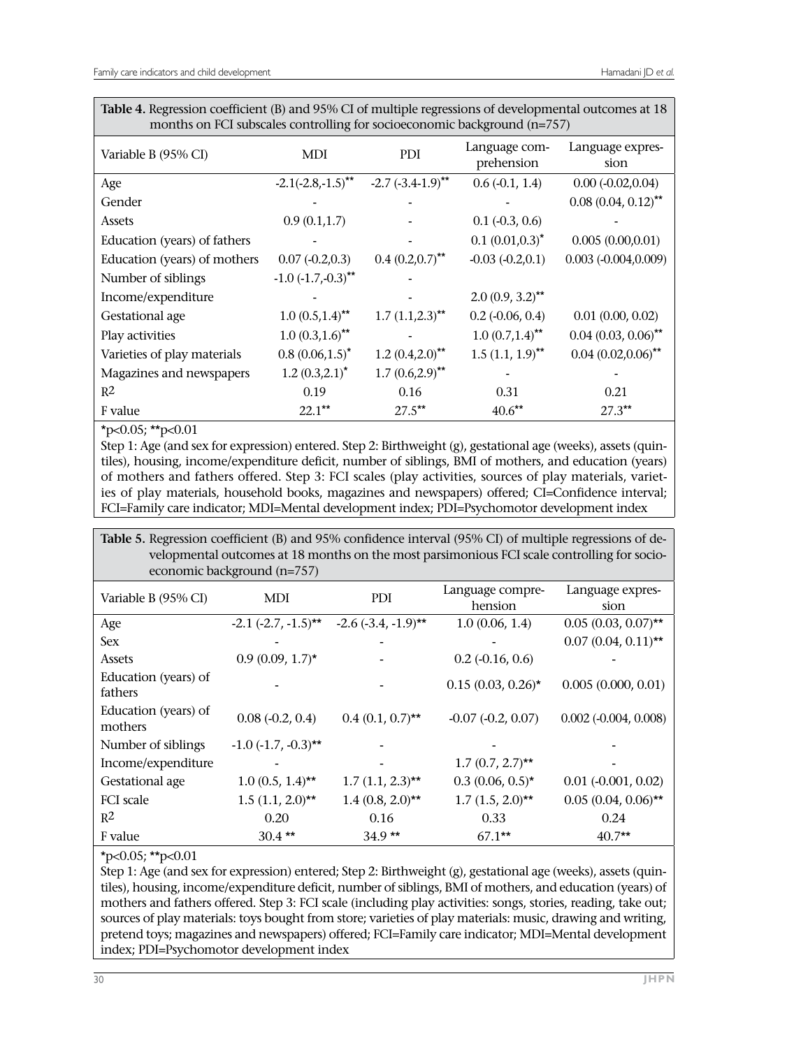**Table 4.** Regression coefficient (B) and 95% CI of multiple regressions of developmental outcomes at 18 months on FCI subscales controlling for socioeconomic background (n=757)

| Variable B (95% CI) | MDI | PDI | Language comprehension | Language expression |
|---|---|---|---|---|
| Age | -2.1(-2.8,-1.5)** | -2.7 (-3.4-1.9)** | 0.6 (-0.1, 1.4) | 0.00 (-0.02,0.04) |
| Gender | - | - | - | 0.08 (0.04, 0.12)** |
| Assets | 0.9 (0.1,1.7) | - | 0.1 (-0.3, 0.6) | - |
| Education (years) of fathers | - | - | 0.1 (0.01,0.3)* | 0.005 (0.00,0.01) |
| Education (years) of mothers | 0.07 (-0.2,0.3) | 0.4 (0.2,0.7)** | -0.03 (-0.2,0.1) | 0.003 (-0.004,0.009) |
| Number of siblings | -1.0 (-1.7,-0.3)** | - | | |
| Income/expenditure | - | - | 2.0 (0.9, 3.2)** | |
| Gestational age | 1.0 (0.5,1.4)** | 1.7 (1.1,2.3)** | 0.2 (-0.06, 0.4) | 0.01 (0.00, 0.02) |
| Play activities | 1.0 (0.3,1.6)** | - | 1.0 (0.7,1.4)** | 0.04 (0.03, 0.06)** |
| Varieties of play materials | 0.8 (0.06,1.5)* | 1.2 (0.4,2.0)** | 1.5 (1.1, 1.9)** | 0.04 (0.02,0.06)** |
| Magazines and newspapers | 1.2 (0.3,2.1)* | 1.7 (0.6,2.9)** | - | - |
| $R^2$ | 0.19 | 0.16 | 0.31 | 0.21 |
| F value | 22.1** | 27.5** | 40.6** | 27.3** |

*p<0.05; **p<0.01

Step 1: Age (and sex for expression) entered. Step 2: Birthweight (g), gestational age (weeks), assets (quintiles), housing, income/expenditure deficit, number of siblings, BMI of mothers, and education (years) of mothers and fathers offered. Step 3: FCI scales (play activities, sources of play materials, varieties of play materials, household books, magazines and newspapers) offered; CI=Confidence interval; FCI=Family care indicator; MDI=Mental development index; PDI=Psychomotor development index

**Table 5.** Regression coefficient (B) and 95% confidence interval (95% CI) of multiple regressions of developmental outcomes at 18 months on the most parsimonious FCI scale controlling for socioeconomic background (n=757)

| Variable B (95% CI) | MDI | PDI | Language comprehension | Language expression |
|---|---|---|---|---|
| Age | -2.1 (-2.7, -1.5)** | -2.6 (-3.4, -1.9)** | 1.0 (0.06, 1.4) | 0.05 (0.03, 0.07)** |
| Sex | - | - | - | 0.07 (0.04, 0.11)** |
| Assets | 0.9 (0.09, 1.7)* | - | 0.2 (-0.16, 0.6) | - |
| Education (years) of fathers | - | - | 0.15 (0.03, 0.26)* | 0.005 (0.000, 0.01) |
| Education (years) of mothers | 0.08 (-0.2, 0.4) | 0.4 (0.1, 0.7)** | -0.07 (-0.2, 0.07) | 0.002 (-0.004, 0.008) |
| Number of siblings | -1.0 (-1.7, -0.3)** | - | - | - |
| Income/expenditure | - | - | 1.7 (0.7, 2.7)** | - |
| Gestational age | 1.0 (0.5, 1.4)** | 1.7 (1.1, 2.3)** | 0.3 (0.06, 0.5)* | 0.01 (-0.001, 0.02) |
| FCI scale | 1.5 (1.1, 2.0)** | 1.4 (0.8, 2.0)** | 1.7 (1.5, 2.0)** | 0.05 (0.04, 0.06)** |
| $R^2$ | 0.20 | 0.16 | 0.33 | 0.24 |
| F value | 30.4 ** | 34.9 ** | 67.1** | 40.7** |

*p<0.05; **p<0.01

Step 1: Age (and sex for expression) entered; Step 2: Birthweight (g), gestational age (weeks), assets (quintiles), housing, income/expenditure deficit, number of siblings, BMI of mothers, and education (years) of mothers and fathers offered. Step 3: FCI scale (including play activities: songs, stories, reading, take out; sources of play materials: toys bought from store; varieties of play materials: music, drawing and writing, pretend toys; magazines and newspapers) offered; FCI=Family care indicator; MDI=Mental development index; PDI=Psychomotor development index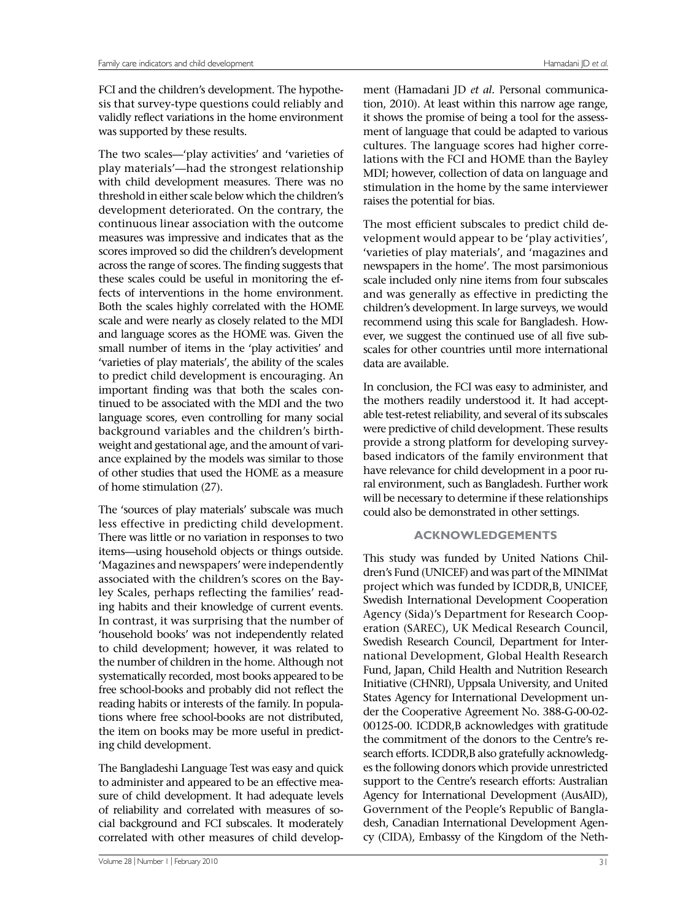FCI and the children's development. The hypothesis that survey-type questions could reliably and validly reflect variations in the home environment was supported by these results.

The two scales—'play activities' and 'varieties of play materials'—had the strongest relationship with child development measures. There was no threshold in either scale below which the children's development deteriorated. On the contrary, the continuous linear association with the outcome measures was impressive and indicates that as the scores improved so did the children's development across the range of scores. The finding suggests that these scales could be useful in monitoring the effects of interventions in the home environment. Both the scales highly correlated with the HOME scale and were nearly as closely related to the MDI and language scores as the HOME was. Given the small number of items in the 'play activities' and 'varieties of play materials', the ability of the scales to predict child development is encouraging. An important finding was that both the scales continued to be associated with the MDI and the two language scores, even controlling for many social background variables and the children's birth-weight and gestational age, and the amount of variance explained by the models was similar to those of other studies that used the HOME as a measure of home stimulation (27).

The 'sources of play materials' subscale was much less effective in predicting child development. There was little or no variation in responses to two items—using household objects or things outside. 'Magazines and newspapers' were independently associated with the children's scores on the Bayley Scales, perhaps reflecting the families' reading habits and their knowledge of current events. In contrast, it was surprising that the number of 'household books' was not independently related to child development; however, it was related to the number of children in the home. Although not systematically recorded, most books appeared to be free school-books and probably did not reflect the reading habits or interests of the family. In populations where free school-books are not distributed, the item on books may be more useful in predicting child development.

The Bangladeshi Language Test was easy and quick to administer and appeared to be an effective measure of child development. It had adequate levels of reliability and correlated with measures of social background and FCI subscales. It moderately correlated with other measures of child development (Hamadani JD *et al.* Personal communication, 2010). At least within this narrow age range, it shows the promise of being a tool for the assessment of language that could be adapted to various cultures. The language scores had higher correlations with the FCI and HOME than the Bayley MDI; however, collection of data on language and stimulation in the home by the same interviewer raises the potential for bias.

The most efficient subscales to predict child development would appear to be 'play activities', 'varieties of play materials', and 'magazines and newspapers in the home'. The most parsimonious scale included only nine items from four subscales and was generally as effective in predicting the children's development. In large surveys, we would recommend using this scale for Bangladesh. However, we suggest the continued use of all five subscales for other countries until more international data are available.

In conclusion, the FCI was easy to administer, and the mothers readily understood it. It had acceptable test-retest reliability, and several of its subscales were predictive of child development. These results provide a strong platform for developing survey-based indicators of the family environment that have relevance for child development in a poor rural environment, such as Bangladesh. Further work will be necessary to determine if these relationships could also be demonstrated in other settings.

## ACKNOWLEDGEMENTS

This study was funded by United Nations Children's Fund (UNICEF) and was part of the MINIMat project which was funded by ICDDR,B, UNICEF, Swedish International Development Cooperation Agency (Sida)'s Department for Research Cooperation (SAREC), UK Medical Research Council, Swedish Research Council, Department for International Development, Global Health Research Fund, Japan, Child Health and Nutrition Research Initiative (CHNRI), Uppsala University, and United States Agency for International Development under the Cooperative Agreement No. 388-G-00-02-00125-00. ICDDR,B acknowledges with gratitude the commitment of the donors to the Centre's research efforts. ICDDR,B also gratefully acknowledges the following donors which provide unrestricted support to the Centre's research efforts: Australian Agency for International Development (AusAID), Government of the People's Republic of Bangladesh, Canadian International Development Agency (CIDA), Embassy of the Kingdom of the Neth-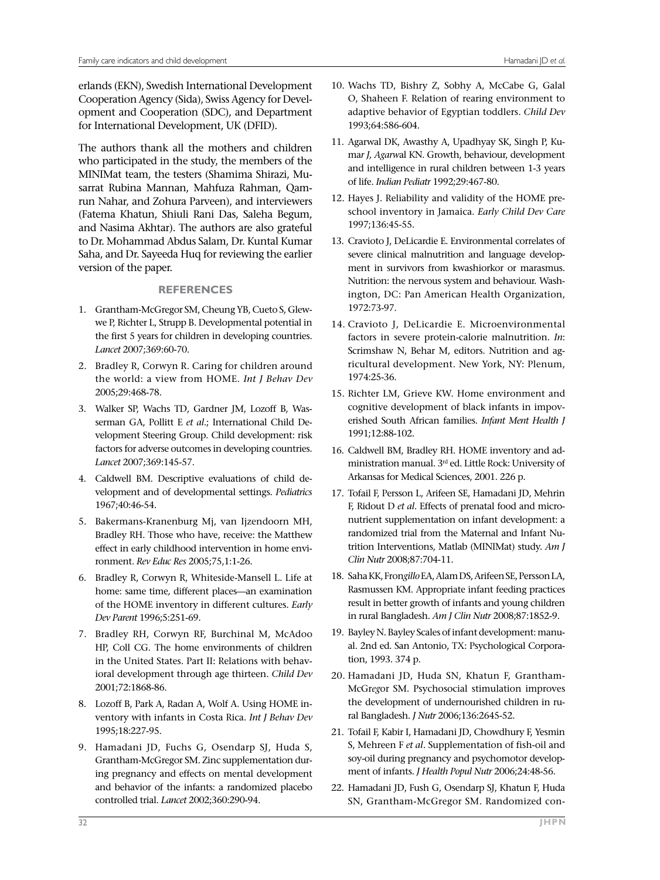erlands (EKN), Swedish International Development Cooperation Agency (Sida), Swiss Agency for Development and Cooperation (SDC), and Department for International Development, UK (DFID).

The authors thank all the mothers and children who participated in the study, the members of the MINIMat team, the testers (Shamima Shirazi, Musarrat Rubina Mannan, Mahfuza Rahman, Qamrun Nahar, and Zohura Parveen), and interviewers (Fatema Khatun, Shiuli Rani Das, Saleha Begum, and Nasima Akhtar). The authors are also grateful to Dr. Mohammad Abdus Salam, Dr. Kuntal Kumar Saha, and Dr. Sayeeda Huq for reviewing the earlier version of the paper.

## REFERENCES

1. Grantham-McGregor SM, Cheung YB, Cueto S, Glewwe P, Richter L, Strupp B. Developmental potential in the first 5 years for children in developing countries. *Lancet* 2007;369:60-70.
2. Bradley R, Corwyn R. Caring for children around the world: a view from HOME. *Int J Behav Dev* 2005;29:468-78.
3. Walker SP, Wachs TD, Gardner JM, Lozoff B, Wasserman GA, Pollitt E *et al*.; International Child Development Steering Group. Child development: risk factors for adverse outcomes in developing countries. *Lancet* 2007;369:145-57.
4. Caldwell BM. Descriptive evaluations of child development and of developmental settings. *Pediatrics* 1967;40:46-54.
5. Bakermans-Kranenburg Mj, van Ijzendoorn MH, Bradley RH. Those who have, receive: the Matthew effect in early childhood intervention in home environment. *Rev Educ Res* 2005;75,1:1-26.
6. Bradley R, Corwyn R, Whiteside-Mansell L. Life at home: same time, different places—an examination of the HOME inventory in different cultures. *Early Dev Parent* 1996;5:251-69.
7. Bradley RH, Corwyn RF, Burchinal M, McAdoo HP, Coll CG. The home environments of children in the United States. Part II: Relations with behavioral development through age thirteen. *Child Dev* 2001;72:1868-86.
8. Lozoff B, Park A, Radan A, Wolf A. Using HOME inventory with infants in Costa Rica. *Int J Behav Dev* 1995;18:227-95.
9. Hamadani JD, Fuchs G, Osendarp SJ, Huda S, Grantham-McGregor SM. Zinc supplementation during pregnancy and effects on mental development and behavior of the infants: a randomized placebo controlled trial. *Lancet* 2002;360:290-94.
10. Wachs TD, Bishry Z, Sobhy A, McCabe G, Galal O, Shaheen F. Relation of rearing environment to adaptive behavior of Egyptian toddlers. *Child Dev* 1993;64:586-604.
11. Agarwal DK, Awasthy A, Upadhyay SK, Singh P, Kumar J, Agarwal KN. Growth, behaviour, development and intelligence in rural children between 1-3 years of life. *Indian Pediatr* 1992;29:467-80.
12. Hayes J. Reliability and validity of the HOME preschool inventory in Jamaica. *Early Child Dev Care* 1997;136:45-55.
13. Cravioto J, DeLicardie E. Environmental correlates of severe clinical malnutrition and language development in survivors from kwashiorkor or marasmus. Nutrition: the nervous system and behaviour. Washington, DC: Pan American Health Organization, 1972:73-97.
14. Cravioto J, DeLicardie E. Microenvironmental factors in severe protein-calorie malnutrition. *In*: Scrimshaw N, Behar M, editors. Nutrition and agricultural development. New York, NY: Plenum, 1974:25-36.
15. Richter LM, Grieve KW. Home environment and cognitive development of black infants in impoverished South African families. *Infant Ment Health J* 1991;12:88-102.
16. Caldwell BM, Bradley RH. HOME inventory and administration manual. 3rd ed. Little Rock: University of Arkansas for Medical Sciences, 2001. 226 p.
17. Tofail F, Persson L, Arifeen SE, Hamadani JD, Mehrin F, Ridout D *et al*. Effects of prenatal food and micronutrient supplementation on infant development: a randomized trial from the Maternal and Infant Nutrition Interventions, Matlab (MINIMat) study. *Am J Clin Nutr* 2008;87:704-11.
18. Saha KK, Frongillo EA, Alam DS, Arifeen SE, Persson LA, Rasmussen KM. Appropriate infant feeding practices result in better growth of infants and young children in rural Bangladesh. *Am J Clin Nutr* 2008;87:1852-9.
19. Bayley N. Bayley Scales of infant development: manual. 2nd ed. San Antonio, TX: Psychological Corporation, 1993. 374 p.
20. Hamadani JD, Huda SN, Khatun F, Grantham-McGregor SM. Psychosocial stimulation improves the development of undernourished children in rural Bangladesh. *J Nutr* 2006;136:2645-52.
21. Tofail F, Kabir I, Hamadani JD, Chowdhury F, Yesmin S, Mehreen F *et al*. Supplementation of fish-oil and soy-oil during pregnancy and psychomotor development of infants. *J Health Popul Nutr* 2006;24:48-56.
22. Hamadani JD, Fush G, Osendarp SJ, Khatun F, Huda SN, Grantham-McGregor SM. Randomized con-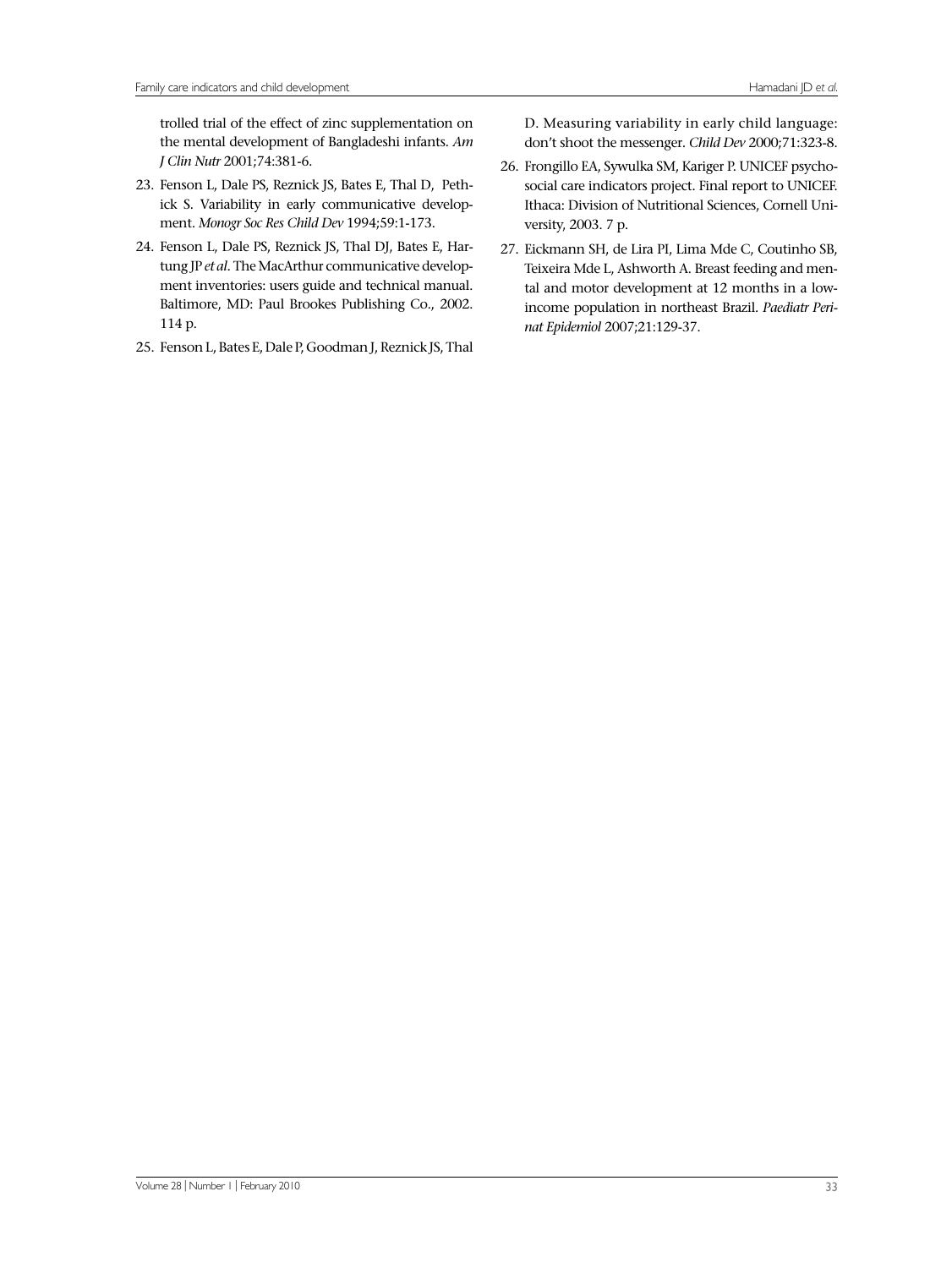trolled trial of the effect of zinc supplementation on the mental development of Bangladeshi infants. *Am J Clin Nutr* 2001;74:381-6.

23. Fenson L, Dale PS, Reznick JS, Bates E, Thal D, Pethick S. Variability in early communicative development. *Monogr Soc Res Child Dev* 1994;59:1-173.

24. Fenson L, Dale PS, Reznick JS, Thal DJ, Bates E, Hartung JP *et al*. The MacArthur communicative development inventories: users guide and technical manual. Baltimore, MD: Paul Brookes Publishing Co., 2002. 114 p.

25. Fenson L, Bates E, Dale P, Goodman J, Reznick JS, Thal D. Measuring variability in early child language: don't shoot the messenger. *Child Dev* 2000;71:323-8.

26. Frongillo EA, Sywulka SM, Kariger P. UNICEF psychosocial care indicators project. Final report to UNICEF. Ithaca: Division of Nutritional Sciences, Cornell University, 2003. 7 p.

27. Eickmann SH, de Lira PI, Lima Mde C, Coutinho SB, Teixeira Mde L, Ashworth A. Breast feeding and mental and motor development at 12 months in a low-income population in northeast Brazil. *Paediatr Perinat Epidemiol* 2007;21:129-37.